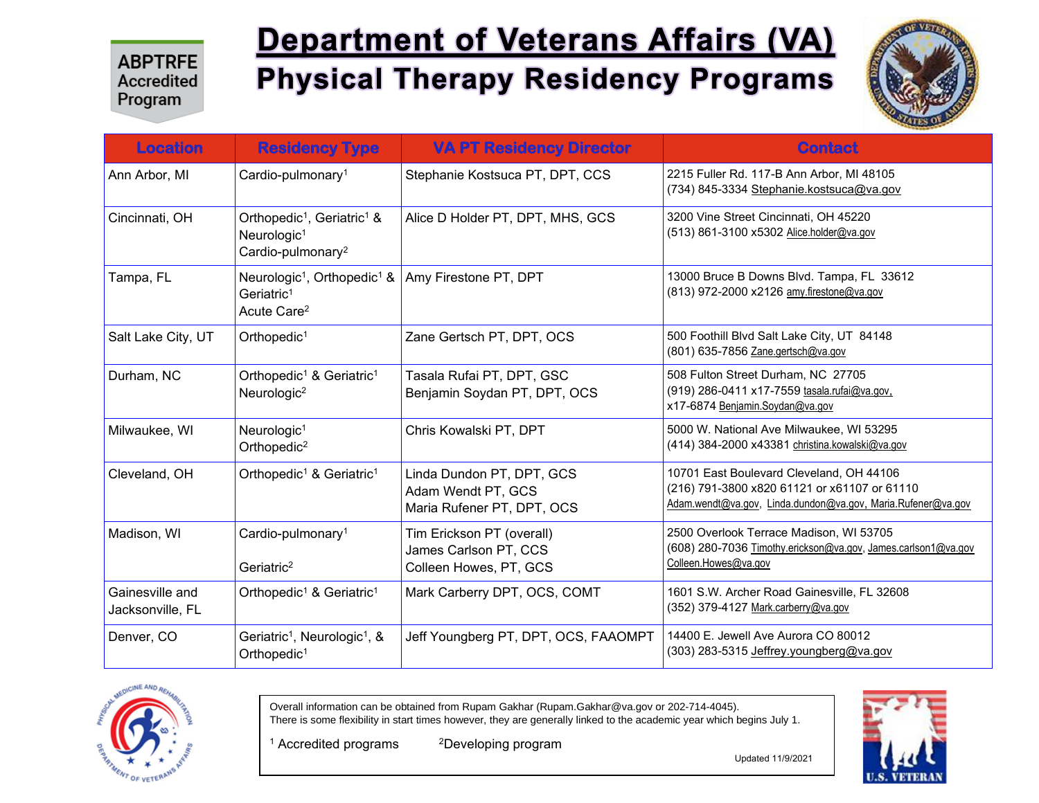ABPTRFE Accredited Program

# Department of Veterans Affairs (VA)
## Physical Therapy Residency Programs

| Location | Residency Type | VA PT Residency Director | Contact |
|---|---|---|---|
| Ann Arbor, MI | Cardio-pulmonary[1] | Stephanie Kostsuca PT, DPT, CCS | 2215 Fuller Rd. 117-B Ann Arbor, MI 48105<br>(734) 845-3334 Stephanie.kostsuca@va.gov |
| Cincinnati, OH | Orthopedic[1], Geriatric[1] & Neurologic[1]<br>Cardio-pulmonary[2] | Alice D Holder PT, DPT, MHS, GCS | 3200 Vine Street Cincinnati, OH 45220<br>(513) 861-3100 x5302 Alice.holder@va.gov |
| Tampa, FL | Neurologic[1], Orthopedic[1] & Geriatric[1]<br>Acute Care[2] | Amy Firestone PT, DPT | 13000 Bruce B Downs Blvd. Tampa, FL 33612<br>(813) 972-2000 x2126 amy.firestone@va.gov |
| Salt Lake City, UT | Orthopedic[1] | Zane Gertsch PT, DPT, OCS | 500 Foothill Blvd Salt Lake City, UT 84148<br>(801) 635-7856 Zane.gertsch@va.gov |
| Durham, NC | Orthopedic[1] & Geriatric[1]<br>Neurologic[2] | Tasala Rufai PT, DPT, GSC<br>Benjamin Soydan PT, DPT, OCS | 508 Fulton Street Durham, NC 27705<br>(919) 286-0411 x17-7559 tasala.rufai@va.gov,<br>x17-6874 Benjamin.Soydan@va.gov |
| Milwaukee, WI | Neurologic[1]<br>Orthopedic[2] | Chris Kowalski PT, DPT | 5000 W. National Ave Milwaukee, WI 53295<br>(414) 384-2000 x43381 christina.kowalski@va.gov |
| Cleveland, OH | Orthopedic[1] & Geriatric[1] | Linda Dundon PT, DPT, GCS<br>Adam Wendt PT, GCS<br>Maria Rufener PT, DPT, OCS | 10701 East Boulevard Cleveland, OH 44106<br>(216) 791-3800 x820 61121 or x61107 or 61110<br>Adam.wendt@va.gov, Linda.dundon@va.gov, Maria.Rufener@va.gov |
| Madison, WI | Cardio-pulmonary[1]<br><br>Geriatric[2] | Tim Erickson PT (overall)<br>James Carlson PT, CCS<br>Colleen Howes, PT, GCS | 2500 Overlook Terrace Madison, WI 53705<br>(608) 280-7036 Timothy.erickson@va.gov, James.carlson1@va.gov<br>Colleen.Howes@va.gov |
| Gainesville and Jacksonville, FL | Orthopedic[1] & Geriatric[1] | Mark Carberry DPT, OCS, COMT | 1601 S.W. Archer Road Gainesville, FL 32608<br>(352) 379-4127 Mark.carberry@va.gov |
| Denver, CO | Geriatric[1], Neurologic[1], & Orthopedic[1] | Jeff Youngberg PT, DPT, OCS, FAAOMPT | 14400 E. Jewell Ave Aurora CO 80012<br>(303) 283-5315 Jeffrey.youngberg@va.gov |

Overall information can be obtained from Rupam Gakhar (Rupam.Gakhar@va.gov or 202-714-4045).
There is some flexibility in start times however, they are generally linked to the academic year which begins July 1.

[1] Accredited programs    [2] Developing program

Updated 11/9/2021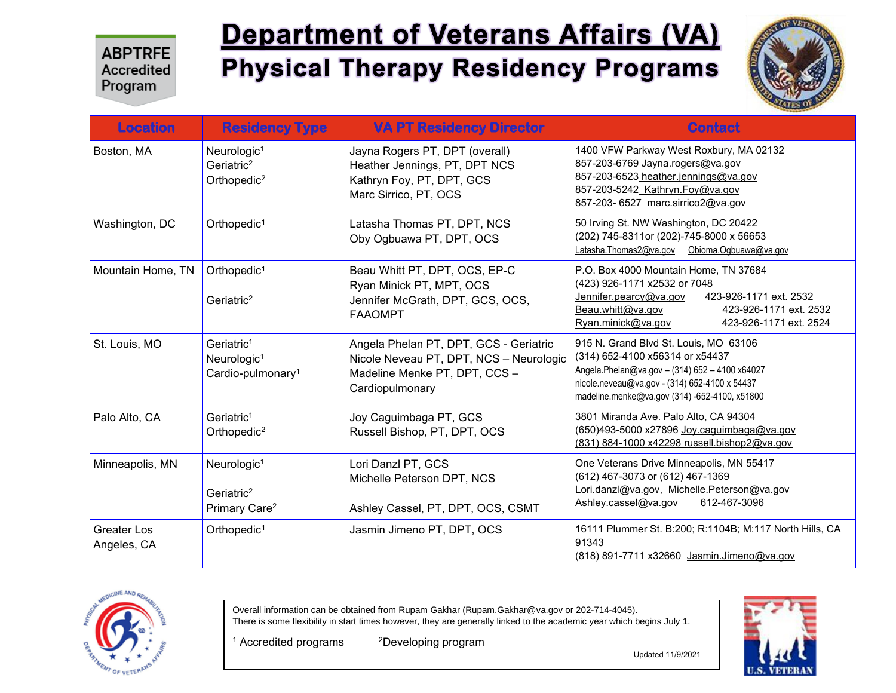ABPTRFE Accredited Program

# Department of Veterans Affairs (VA)
## Physical Therapy Residency Programs

| Location | Residency Type | VA PT Residency Director | Contact |
|---|---|---|---|
| Boston, MA | Neurologic[1]<br>Geriatric[2]<br>Orthopedic[2] | Jayna Rogers PT, DPT (overall)<br>Heather Jennings, PT, DPT NCS<br>Kathryn Foy, PT, DPT, GCS<br>Marc Sirrico, PT, OCS | 1400 VFW Parkway West Roxbury, MA 02132<br>857-203-6769 Jayna.rogers@va.gov<br>857-203-6523 heather.jennings@va.gov<br>857-203-5242 Kathryn.Foy@va.gov<br>857-203- 6527 marc.sirrico2@va.gov |
| Washington, DC | Orthopedic[1] | Latasha Thomas PT, DPT, NCS<br>Oby Ogbuawa PT, DPT, OCS | 50 Irving St. NW Washington, DC 20422<br>(202) 745-8311or (202)-745-8000 x 56653<br>Latasha.Thomas2@va.gov Obioma.Ogbuawa@va.gov |
| Mountain Home, TN | Orthopedic[1]<br><br>Geriatric[2] | Beau Whitt PT, DPT, OCS, EP-C<br>Ryan Minick PT, MPT, OCS<br>Jennifer McGrath, DPT, GCS, OCS, FAAOMPT | P.O. Box 4000 Mountain Home, TN 37684<br>(423) 926-1171 x2532 or 7048<br>Jennifer.pearcy@va.gov 423-926-1171 ext. 2532<br>Beau.whitt@va.gov 423-926-1171 ext. 2532<br>Ryan.minick@va.gov 423-926-1171 ext. 2524 |
| St. Louis, MO | Geriatric[1]<br>Neurologic[1]<br>Cardio-pulmonary[1] | Angela Phelan PT, DPT, GCS - Geriatric<br>Nicole Neveau PT, DPT, NCS – Neurologic<br>Madeline Menke PT, DPT, CCS – Cardiopulmonary | 915 N. Grand Blvd St. Louis, MO 63106<br>(314) 652-4100 x56314 or x54437<br>Angela.Phelan@va.gov – (314) 652 – 4100 x64027<br>nicole.neveau@va.gov - (314) 652-4100 x 54437<br>madeline.menke@va.gov (314) -652-4100, x51800 |
| Palo Alto, CA | Geriatric[1]<br>Orthopedic[2] | Joy Caguimbaga PT, GCS<br>Russell Bishop, PT, DPT, OCS | 3801 Miranda Ave. Palo Alto, CA 94304<br>(650)493-5000 x27896 Joy.caguimbaga@va.gov<br>(831) 884-1000 x42298 russell.bishop2@va.gov |
| Minneapolis, MN | Neurologic[1]<br><br>Geriatric[2]<br>Primary Care[2] | Lori Danzl PT, GCS<br>Michelle Peterson DPT, NCS<br><br>Ashley Cassel, PT, DPT, OCS, CSMT | One Veterans Drive Minneapolis, MN 55417<br>(612) 467-3073 or (612) 467-1369<br>Lori.danzl@va.gov, Michelle.Peterson@va.gov<br>Ashley.cassel@va.gov 612-467-3096 |
| Greater Los Angeles, CA | Orthopedic[1] | Jasmin Jimeno PT, DPT, OCS | 16111 Plummer St. B:200; R:1104B; M:117 North Hills, CA 91343<br>(818) 891-7711 x32660 Jasmin.Jimeno@va.gov |

Overall information can be obtained from Rupam Gakhar (Rupam.Gakhar@va.gov or 202-714-4045).
There is some flexibility in start times however, they are generally linked to the academic year which begins July 1.

[1] Accredited programs [2] Developing program

Updated 11/9/2021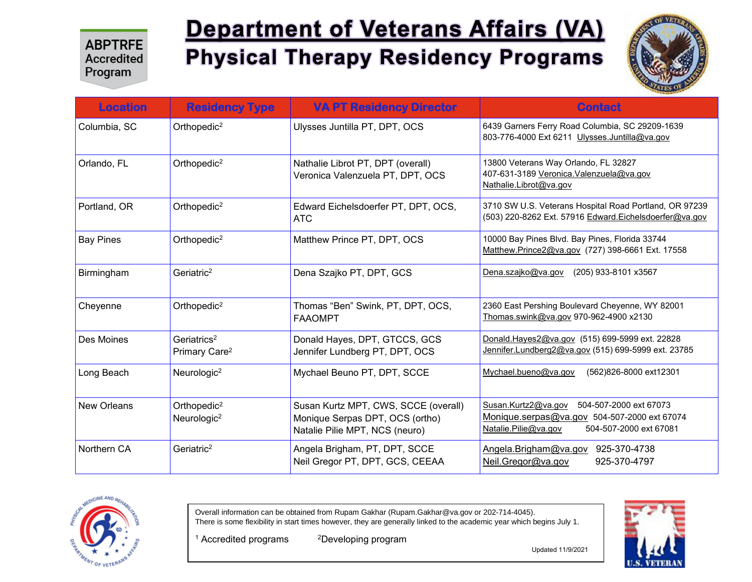ABPTRFE Accredited Program

# Department of Veterans Affairs (VA)
## Physical Therapy Residency Programs

| Location | Residency Type | VA PT Residency Director | Contact |
|---|---|---|---|
| Columbia, SC | Orthopedic[2] | Ulysses Juntilla PT, DPT, OCS | 6439 Garners Ferry Road Columbia, SC 29209-1639<br>803-776-4000 Ext 6211 Ulysses.Juntilla@va.gov |
| Orlando, FL | Orthopedic[2] | Nathalie Librot PT, DPT (overall)<br>Veronica Valenzuela PT, DPT, OCS | 13800 Veterans Way Orlando, FL 32827<br>407-631-3189 Veronica.Valenzuela@va.gov<br>Nathalie.Librot@va.gov |
| Portland, OR | Orthopedic[2] | Edward Eichelsdoerfer PT, DPT, OCS, ATC | 3710 SW U.S. Veterans Hospital Road Portland, OR 97239<br>(503) 220-8262 Ext. 57916 Edward.Eichelsdoerfer@va.gov |
| Bay Pines | Orthopedic[2] | Matthew Prince PT, DPT, OCS | 10000 Bay Pines Blvd. Bay Pines, Florida 33744<br>Matthew.Prince2@va.gov (727) 398-6661 Ext. 17558 |
| Birmingham | Geriatric[2] | Dena Szajko PT, DPT, GCS | Dena.szajko@va.gov (205) 933-8101 x3567 |
| Cheyenne | Orthopedic[2] | Thomas "Ben" Swink, PT, DPT, OCS, FAAOMPT | 2360 East Pershing Boulevard Cheyenne, WY 82001<br>Thomas.swink@va.gov 970-962-4900 x2130 |
| Des Moines | Geriatrics[2]<br>Primary Care[2] | Donald Hayes, DPT, GTCCS, GCS<br>Jennifer Lundberg PT, DPT, OCS | Donald.Hayes2@va.gov (515) 699-5999 ext. 22828<br>Jennifer.Lundberg2@va.gov (515) 699-5999 ext. 23785 |
| Long Beach | Neurologic[2] | Mychael Beuno PT, DPT, SCCE | Mychael.bueno@va.gov (562)826-8000 ext12301 |
| New Orleans | Orthopedic[2]<br>Neurologic[2] | Susan Kurtz MPT, CWS, SCCE (overall)<br>Monique Serpas DPT, OCS (ortho)<br>Natalie Pilie MPT, NCS (neuro) | Susan.Kurtz2@va.gov 504-507-2000 ext 67073<br>Monique.serpas@va.gov 504-507-2000 ext 67074<br>Natalie.Pilie@va.gov 504-507-2000 ext 67081 |
| Northern CA | Geriatric[2] | Angela Brigham, PT, DPT, SCCE<br>Neil Gregor PT, DPT, GCS, CEEAA | Angela.Brigham@va.gov 925-370-4738<br>Neil.Gregor@va.gov 925-370-4797 |

Overall information can be obtained from Rupam Gakhar (Rupam.Gakhar@va.gov or 202-714-4045).
There is some flexibility in start times however, they are generally linked to the academic year which begins July 1.

[1] Accredited programs [2]Developing program

Updated 11/9/2021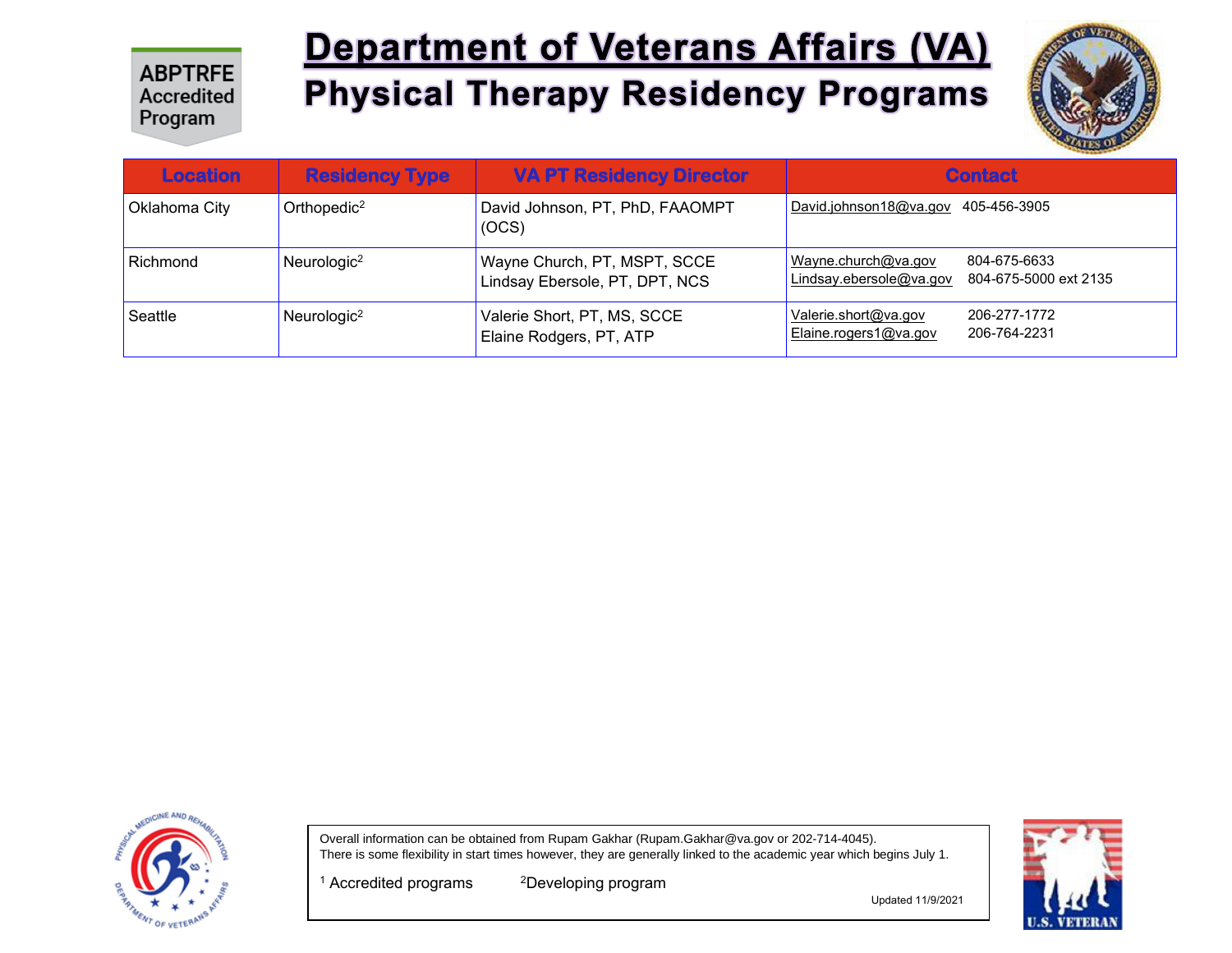ABPTRFE Accredited Program

# Department of Veterans Affairs (VA)

## Physical Therapy Residency Programs

| Location | Residency Type | VA PT Residency Director | Contact |
|---|---|---|---|
| Oklahoma City | Orthopedic[2] | David Johnson, PT, PhD, FAAOMPT (OCS) | David.johnson18@va.gov 405-456-3905 |
| Richmond | Neurologic[2] | Wayne Church, PT, MSPT, SCCE<br>Lindsay Ebersole, PT, DPT, NCS | Wayne.church@va.gov 804-675-6633<br>Lindsay.ebersole@va.gov 804-675-5000 ext 2135 |
| Seattle | Neurologic[2] | Valerie Short, PT, MS, SCCE<br>Elaine Rodgers, PT, ATP | Valerie.short@va.gov 206-277-1772<br>Elaine.rogers1@va.gov 206-764-2231 |

Overall information can be obtained from Rupam Gakhar (Rupam.Gakhar@va.gov or 202-714-4045).
There is some flexibility in start times however, they are generally linked to the academic year which begins July 1.

[1] Accredited programs [2] Developing program

Updated 11/9/2021